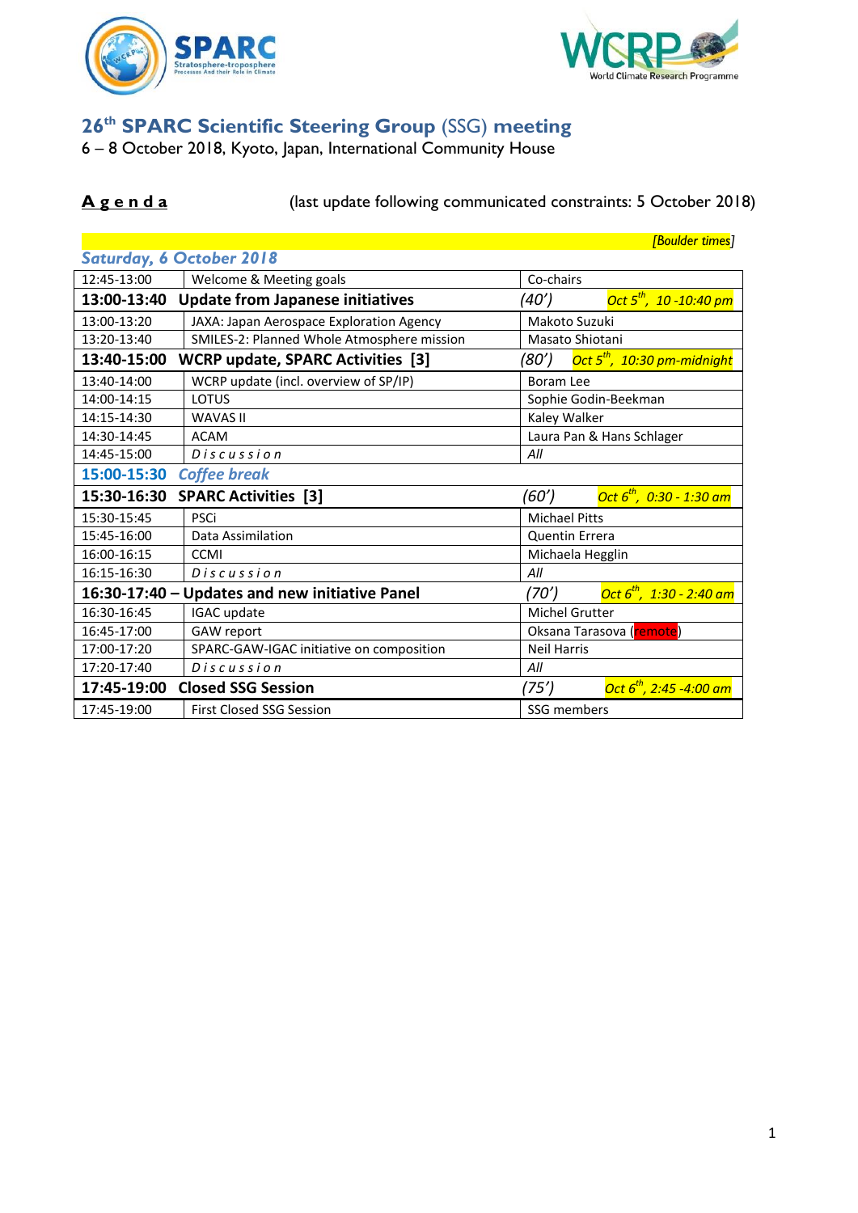# 26th SPARC Scientific Steering Group (SSG) meeting

6 – 8 October 2018, Kyoto, Japan, International Community House

**A g e n d a** (last update following communicated constraints: 5 October 2018)

*[Boulder times]*

### *Saturday, 6 October 2018*

| Time | Item | Presenter | Boulder times |
|---|---|---|---|
| 12:45-13:00 | Welcome & Meeting goals | Co-chairs | |
| **13:00-13:40** | **Update from Japanese initiatives** | *(40')* | *Oct 5th, 10 -10:40 pm* |
| 13:00-13:20 | JAXA: Japan Aerospace Exploration Agency | Makoto Suzuki | |
| 13:20-13:40 | SMILES-2: Planned Whole Atmosphere mission | Masato Shiotani | |
| **13:40-15:00** | **WCRP update, SPARC Activities [3]** | *(80')* | *Oct 5th, 10:30 pm-midnight* |
| 13:40-14:00 | WCRP update (incl. overview of SP/IP) | Boram Lee | |
| 14:00-14:15 | LOTUS | Sophie Godin-Beekman | |
| 14:15-14:30 | WAVAS II | Kaley Walker | |
| 14:30-14:45 | ACAM | Laura Pan & Hans Schlager | |
| 14:45-15:00 | *D i s c u s s i o n* | *All* | |
| **15:00-15:30** | ***Coffee break*** | | |
| **15:30-16:30** | **SPARC Activities [3]** | *(60')* | *Oct 6th, 0:30 - 1:30 am* |
| 15:30-15:45 | PSCi | Michael Pitts | |
| 15:45-16:00 | Data Assimilation | Quentin Errera | |
| 16:00-16:15 | CCMI | Michaela Hegglin | |
| 16:15-16:30 | *D i s c u s s i o n* | *All* | |
| **16:30-17:40** | **– Updates and new initiative Panel** | *(70')* | *Oct 6th, 1:30 - 2:40 am* |
| 16:30-16:45 | IGAC update | Michel Grutter | |
| 16:45-17:00 | GAW report | Oksana Tarasova (remote) | |
| 17:00-17:20 | SPARC-GAW-IGAC initiative on composition | Neil Harris | |
| 17:20-17:40 | *D i s c u s s i o n* | *All* | |
| **17:45-19:00** | **Closed SSG Session** | *(75')* | *Oct 6th, 2:45 -4:00 am* |
| 17:45-19:00 | First Closed SSG Session | SSG members | |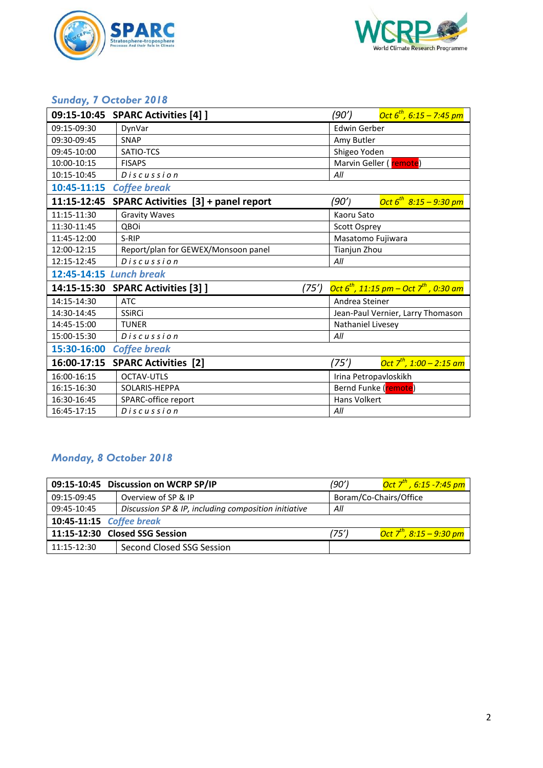## Sunday, 7 October 2018

| | | |
|---|---|---|
| **09:15-10:45** | **SPARC Activities [4] ]** | *(90')* *Oct 6th, 6:15 – 7:45 pm* |
| 09:15-09:30 | DynVar | Edwin Gerber |
| 09:30-09:45 | SNAP | Amy Butler |
| 09:45-10:00 | SATIO-TCS | Shigeo Yoden |
| 10:00-10:15 | FISAPS | Marvin Geller ( remote) |
| 10:15-10:45 | *Discussion* | *All* |
| **10:45-11:15** | ***Coffee break*** | |
| **11:15-12:45** | **SPARC Activities [3] + panel report** | *(90')* *Oct 6th 8:15 – 9:30 pm* |
| 11:15-11:30 | Gravity Waves | Kaoru Sato |
| 11:30-11:45 | QBOi | Scott Osprey |
| 11:45-12:00 | S-RIP | Masatomo Fujiwara |
| 12:00-12:15 | Report/plan for GEWEX/Monsoon panel | Tianjun Zhou |
| 12:15-12:45 | *Discussion* | *All* |
| **12:45-14:15** | ***Lunch break*** | |
| **14:15-15:30** | **SPARC Activities [3] ]** *(75')* | *Oct 6th, 11:15 pm – Oct 7th, 0:30 am* |
| 14:15-14:30 | ATC | Andrea Steiner |
| 14:30-14:45 | SSiRCi | Jean-Paul Vernier, Larry Thomason |
| 14:45-15:00 | TUNER | Nathaniel Livesey |
| 15:00-15:30 | *Discussion* | *All* |
| **15:30-16:00** | ***Coffee break*** | |
| **16:00-17:15** | **SPARC Activities [2]** | *(75')* *Oct 7th, 1:00 – 2:15 am* |
| 16:00-16:15 | OCTAV-UTLS | Irina Petropavloskikh |
| 16:15-16:30 | SOLARIS-HEPPA | Bernd Funke (remote) |
| 16:30-16:45 | SPARC-office report | Hans Volkert |
| 16:45-17:15 | *Discussion* | *All* |

## Monday, 8 October 2018

| | | |
|---|---|---|
| **09:15-10:45** | **Discussion on WCRP SP/IP** | *(90')* *Oct 7th, 6:15 -7:45 pm* |
| 09:15-09:45 | Overview of SP & IP | Boram/Co-Chairs/Office |
| 09:45-10:45 | *Discussion SP & IP, including composition initiative* | *All* |
| **10:45-11:15** | ***Coffee break*** | |
| **11:15-12:30** | **Closed SSG Session** | *(75')* *Oct 7th, 8:15 – 9:30 pm* |
| 11:15-12:30 | Second Closed SSG Session | |